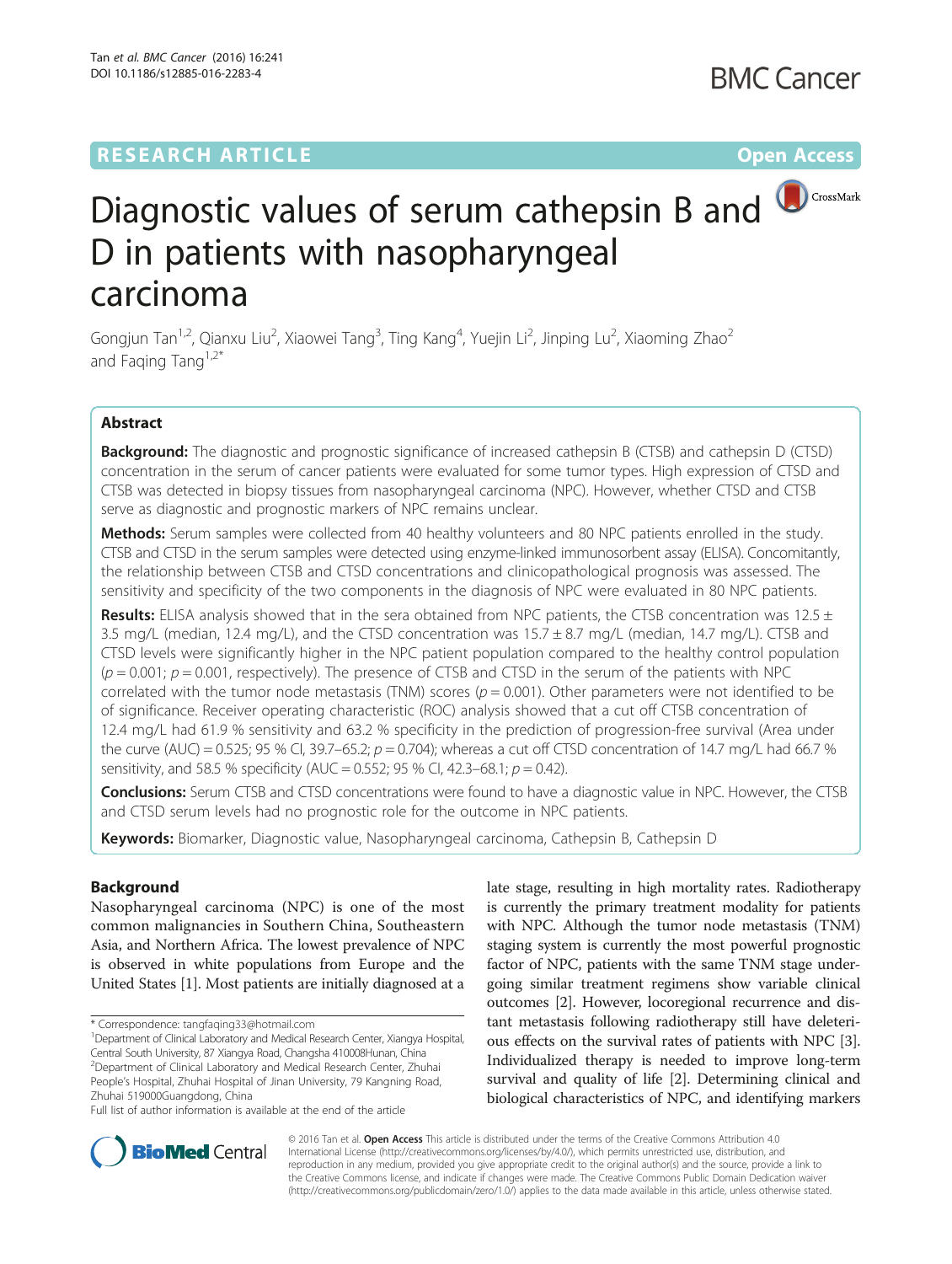RESEARCH ARTICLE

Open Access

# Diagnostic values of serum cathepsin B and D in patients with nasopharyngeal carcinoma

Gongjun Tan[1,2], Qianxu Liu[2], Xiaowei Tang[3], Ting Kang[4], Yuejin Li[2], Jinping Lu[2], Xiaoming Zhao[2] and Faqing Tang[1,2*]

## Abstract

**Background:** The diagnostic and prognostic significance of increased cathepsin B (CTSB) and cathepsin D (CTSD) concentration in the serum of cancer patients were evaluated for some tumor types. High expression of CTSD and CTSB was detected in biopsy tissues from nasopharyngeal carcinoma (NPC). However, whether CTSD and CTSB serve as diagnostic and prognostic markers of NPC remains unclear.

**Methods:** Serum samples were collected from 40 healthy volunteers and 80 NPC patients enrolled in the study. CTSB and CTSD in the serum samples were detected using enzyme-linked immunosorbent assay (ELISA). Concomitantly, the relationship between CTSB and CTSD concentrations and clinicopathological prognosis was assessed. The sensitivity and specificity of the two components in the diagnosis of NPC were evaluated in 80 NPC patients.

**Results:** ELISA analysis showed that in the sera obtained from NPC patients, the CTSB concentration was 12.5 ± 3.5 mg/L (median, 12.4 mg/L), and the CTSD concentration was 15.7 ± 8.7 mg/L (median, 14.7 mg/L). CTSB and CTSD levels were significantly higher in the NPC patient population compared to the healthy control population ($p = 0.001$; $p = 0.001$, respectively). The presence of CTSB and CTSD in the serum of the patients with NPC correlated with the tumor node metastasis (TNM) scores ($p = 0.001$). Other parameters were not identified to be of significance. Receiver operating characteristic (ROC) analysis showed that a cut off CTSB concentration of 12.4 mg/L had 61.9 % sensitivity and 63.2 % specificity in the prediction of progression-free survival (Area under the curve (AUC) = 0.525; 95 % CI, 39.7–65.2; $p = 0.704$); whereas a cut off CTSD concentration of 14.7 mg/L had 66.7 % sensitivity, and 58.5 % specificity (AUC = 0.552; 95 % CI, 42.3–68.1; $p = 0.42$).

**Conclusions:** Serum CTSB and CTSD concentrations were found to have a diagnostic value in NPC. However, the CTSB and CTSD serum levels had no prognostic role for the outcome in NPC patients.

**Keywords:** Biomarker, Diagnostic value, Nasopharyngeal carcinoma, Cathepsin B, Cathepsin D

## Background

Nasopharyngeal carcinoma (NPC) is one of the most common malignancies in Southern China, Southeastern Asia, and Northern Africa. The lowest prevalence of NPC is observed in white populations from Europe and the United States [1]. Most patients are initially diagnosed at a late stage, resulting in high mortality rates. Radiotherapy is currently the primary treatment modality for patients with NPC. Although the tumor node metastasis (TNM) staging system is currently the most powerful prognostic factor of NPC, patients with the same TNM stage undergoing similar treatment regimens show variable clinical outcomes [2]. However, locoregional recurrence and distant metastasis following radiotherapy still have deleterious effects on the survival rates of patients with NPC [3]. Individualized therapy is needed to improve long-term survival and quality of life [2]. Determining clinical and biological characteristics of NPC, and identifying markers

\* Correspondence: tangfaqing33@hotmail.com
[1]Department of Clinical Laboratory and Medical Research Center, Xiangya Hospital, Central South University, 87 Xiangya Road, Changsha 410008Hunan, China
[2]Department of Clinical Laboratory and Medical Research Center, Zhuhai People's Hospital, Zhuhai Hospital of Jinan University, 79 Kangning Road, Zhuhai 519000Guangdong, China
Full list of author information is available at the end of the article

© 2016 Tan et al. **Open Access** This article is distributed under the terms of the Creative Commons Attribution 4.0 International License (http://creativecommons.org/licenses/by/4.0/), which permits unrestricted use, distribution, and reproduction in any medium, provided you give appropriate credit to the original author(s) and the source, provide a link to the Creative Commons license, and indicate if changes were made. The Creative Commons Public Domain Dedication waiver (http://creativecommons.org/publicdomain/zero/1.0/) applies to the data made available in this article, unless otherwise stated.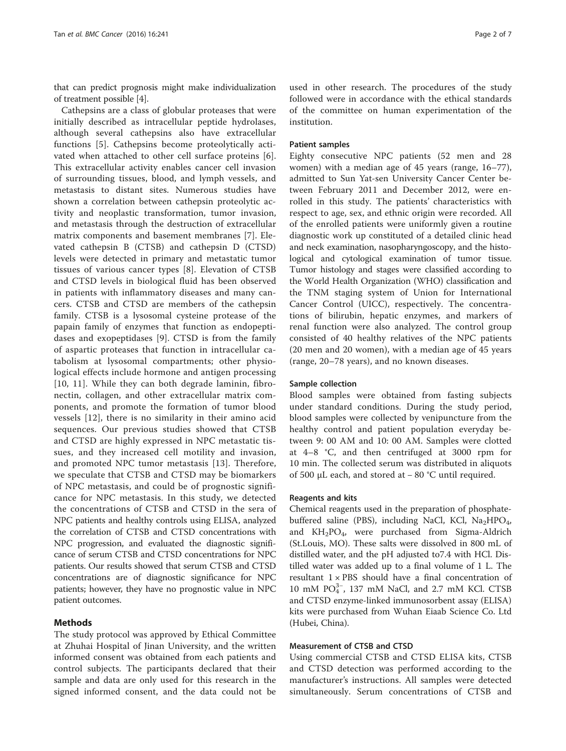that can predict prognosis might make individualization of treatment possible [4].

Cathepsins are a class of globular proteases that were initially described as intracellular peptide hydrolases, although several cathepsins also have extracellular functions [5]. Cathepsins become proteolytically activated when attached to other cell surface proteins [6]. This extracellular activity enables cancer cell invasion of surrounding tissues, blood, and lymph vessels, and metastasis to distant sites. Numerous studies have shown a correlation between cathepsin proteolytic activity and neoplastic transformation, tumor invasion, and metastasis through the destruction of extracellular matrix components and basement membranes [7]. Elevated cathepsin B (CTSB) and cathepsin D (CTSD) levels were detected in primary and metastatic tumor tissues of various cancer types [8]. Elevation of CTSB and CTSD levels in biological fluid has been observed in patients with inflammatory diseases and many cancers. CTSB and CTSD are members of the cathepsin family. CTSB is a lysosomal cysteine protease of the papain family of enzymes that function as endopeptidases and exopeptidases [9]. CTSD is from the family of aspartic proteases that function in intracellular catabolism at lysosomal compartments; other physiological effects include hormone and antigen processing [10, 11]. While they can both degrade laminin, fibronectin, collagen, and other extracellular matrix components, and promote the formation of tumor blood vessels [12], there is no similarity in their amino acid sequences. Our previous studies showed that CTSB and CTSD are highly expressed in NPC metastatic tissues, and they increased cell motility and invasion, and promoted NPC tumor metastasis [13]. Therefore, we speculate that CTSB and CTSD may be biomarkers of NPC metastasis, and could be of prognostic significance for NPC metastasis. In this study, we detected the concentrations of CTSB and CTSD in the sera of NPC patients and healthy controls using ELISA, analyzed the correlation of CTSB and CTSD concentrations with NPC progression, and evaluated the diagnostic significance of serum CTSB and CTSD concentrations for NPC patients. Our results showed that serum CTSB and CTSD concentrations are of diagnostic significance for NPC patients; however, they have no prognostic value in NPC patient outcomes.

## Methods

The study protocol was approved by Ethical Committee at Zhuhai Hospital of Jinan University, and the written informed consent was obtained from each patients and control subjects. The participants declared that their sample and data are only used for this research in the signed informed consent, and the data could not be used in other research. The procedures of the study followed were in accordance with the ethical standards of the committee on human experimentation of the institution.

### Patient samples

Eighty consecutive NPC patients (52 men and 28 women) with a median age of 45 years (range, 16–77), admitted to Sun Yat-sen University Cancer Center between February 2011 and December 2012, were enrolled in this study. The patients' characteristics with respect to age, sex, and ethnic origin were recorded. All of the enrolled patients were uniformly given a routine diagnostic work up constituted of a detailed clinic head and neck examination, nasopharyngoscopy, and the histological and cytological examination of tumor tissue. Tumor histology and stages were classified according to the World Health Organization (WHO) classification and the TNM staging system of Union for International Cancer Control (UICC), respectively. The concentrations of bilirubin, hepatic enzymes, and markers of renal function were also analyzed. The control group consisted of 40 healthy relatives of the NPC patients (20 men and 20 women), with a median age of 45 years (range, 20–78 years), and no known diseases.

### Sample collection

Blood samples were obtained from fasting subjects under standard conditions. During the study period, blood samples were collected by venipuncture from the healthy control and patient population everyday between 9: 00 AM and 10: 00 AM. Samples were clotted at 4–8 °C, and then centrifuged at 3000 rpm for 10 min. The collected serum was distributed in aliquots of 500 μL each, and stored at – 80 °C until required.

### Reagents and kits

Chemical reagents used in the preparation of phosphate-buffered saline (PBS), including NaCl, KCl, $Na_2HPO_4$, and $KH_2PO_4$, were purchased from Sigma-Aldrich (St.Louis, MO). These salts were dissolved in 800 mL of distilled water, and the pH adjusted to7.4 with HCl. Distilled water was added up to a final volume of 1 L. The resultant 1 × PBS should have a final concentration of 10 mM $PO_4^{3-}$, 137 mM NaCl, and 2.7 mM KCl. CTSB and CTSD enzyme-linked immunosorbent assay (ELISA) kits were purchased from Wuhan Eiaab Science Co. Ltd (Hubei, China).

### Measurement of CTSB and CTSD

Using commercial CTSB and CTSD ELISA kits, CTSB and CTSD detection was performed according to the manufacturer's instructions. All samples were detected simultaneously. Serum concentrations of CTSB and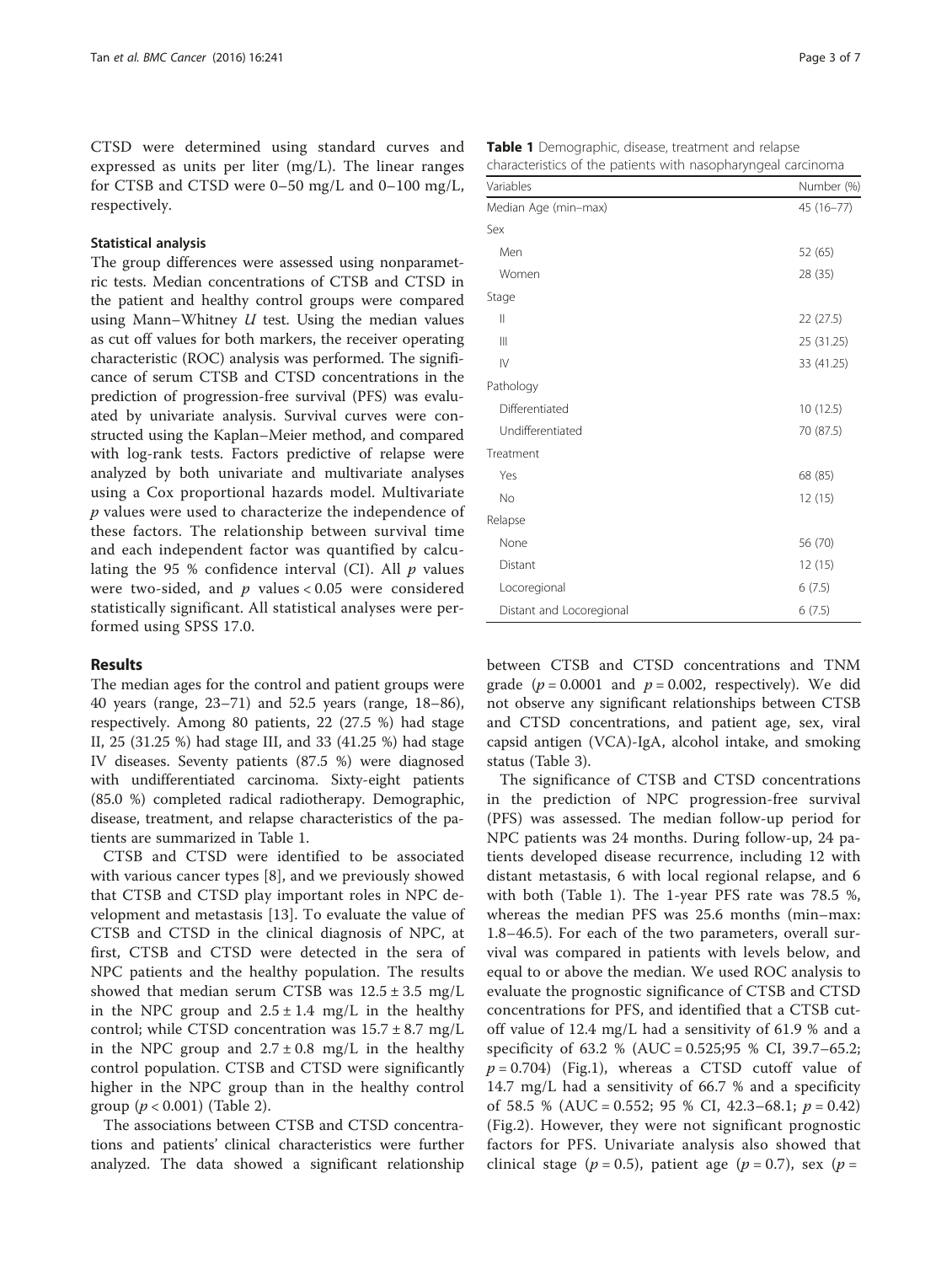CTSD were determined using standard curves and expressed as units per liter (mg/L). The linear ranges for CTSB and CTSD were 0–50 mg/L and 0–100 mg/L, respectively.

### Statistical analysis

The group differences were assessed using nonparametric tests. Median concentrations of CTSB and CTSD in the patient and healthy control groups were compared using Mann–Whitney $U$ test. Using the median values as cut off values for both markers, the receiver operating characteristic (ROC) analysis was performed. The significance of serum CTSB and CTSD concentrations in the prediction of progression-free survival (PFS) was evaluated by univariate analysis. Survival curves were constructed using the Kaplan–Meier method, and compared with log-rank tests. Factors predictive of relapse were analyzed by both univariate and multivariate analyses using a Cox proportional hazards model. Multivariate $p$ values were used to characterize the independence of these factors. The relationship between survival time and each independent factor was quantified by calculating the 95 % confidence interval (CI). All $p$ values were two-sided, and $p$ values < 0.05 were considered statistically significant. All statistical analyses were performed using SPSS 17.0.

## Results

The median ages for the control and patient groups were 40 years (range, 23–71) and 52.5 years (range, 18–86), respectively. Among 80 patients, 22 (27.5 %) had stage II, 25 (31.25 %) had stage III, and 33 (41.25 %) had stage IV diseases. Seventy patients (87.5 %) were diagnosed with undifferentiated carcinoma. Sixty-eight patients (85.0 %) completed radical radiotherapy. Demographic, disease, treatment, and relapse characteristics of the patients are summarized in Table 1.

**Table 1** Demographic, disease, treatment and relapse characteristics of the patients with nasopharyngeal carcinoma

| Variables | Number (%) |
|---|---|
| Median Age (min–max) | 45 (16–77) |
| Sex | |
| Men | 52 (65) |
| Women | 28 (35) |
| Stage | |
| II | 22 (27.5) |
| III | 25 (31.25) |
| IV | 33 (41.25) |
| Pathology | |
| Differentiated | 10 (12.5) |
| Undifferentiated | 70 (87.5) |
| Treatment | |
| Yes | 68 (85) |
| No | 12 (15) |
| Relapse | |
| None | 56 (70) |
| Distant | 12 (15) |
| Locoregional | 6 (7.5) |
| Distant and Locoregional | 6 (7.5) |

CTSB and CTSD were identified to be associated with various cancer types [8], and we previously showed that CTSB and CTSD play important roles in NPC development and metastasis [13]. To evaluate the value of CTSB and CTSD in the clinical diagnosis of NPC, at first, CTSB and CTSD were detected in the sera of NPC patients and the healthy population. The results showed that median serum CTSB was 12.5 ± 3.5 mg/L in the NPC group and 2.5 ± 1.4 mg/L in the healthy control; while CTSD concentration was 15.7 ± 8.7 mg/L in the NPC group and 2.7 ± 0.8 mg/L in the healthy control population. CTSB and CTSD were significantly higher in the NPC group than in the healthy control group ($p < 0.001$) (Table 2).

The associations between CTSB and CTSD concentrations and patients' clinical characteristics were further analyzed. The data showed a significant relationship between CTSB and CTSD concentrations and TNM grade ($p = 0.0001$ and $p = 0.002$, respectively). We did not observe any significant relationships between CTSB and CTSD concentrations, and patient age, sex, viral capsid antigen (VCA)-IgA, alcohol intake, and smoking status (Table 3).

The significance of CTSB and CTSD concentrations in the prediction of NPC progression-free survival (PFS) was assessed. The median follow-up period for NPC patients was 24 months. During follow-up, 24 patients developed disease recurrence, including 12 with distant metastasis, 6 with local regional relapse, and 6 with both (Table 1). The 1-year PFS rate was 78.5 %, whereas the median PFS was 25.6 months (min–max: 1.8–46.5). For each of the two parameters, overall survival was compared in patients with levels below, and equal to or above the median. We used ROC analysis to evaluate the prognostic significance of CTSB and CTSD concentrations for PFS, and identified that a CTSB cutoff value of 12.4 mg/L had a sensitivity of 61.9 % and a specificity of 63.2 % (AUC = 0.525;95 % CI, 39.7–65.2; $p = 0.704$) (Fig.1), whereas a CTSD cutoff value of 14.7 mg/L had a sensitivity of 66.7 % and a specificity of 58.5 % (AUC = 0.552; 95 % CI, 42.3–68.1; $p = 0.42$) (Fig.2). However, they were not significant prognostic factors for PFS. Univariate analysis also showed that clinical stage ($p = 0.5$), patient age ($p = 0.7$), sex ($p =$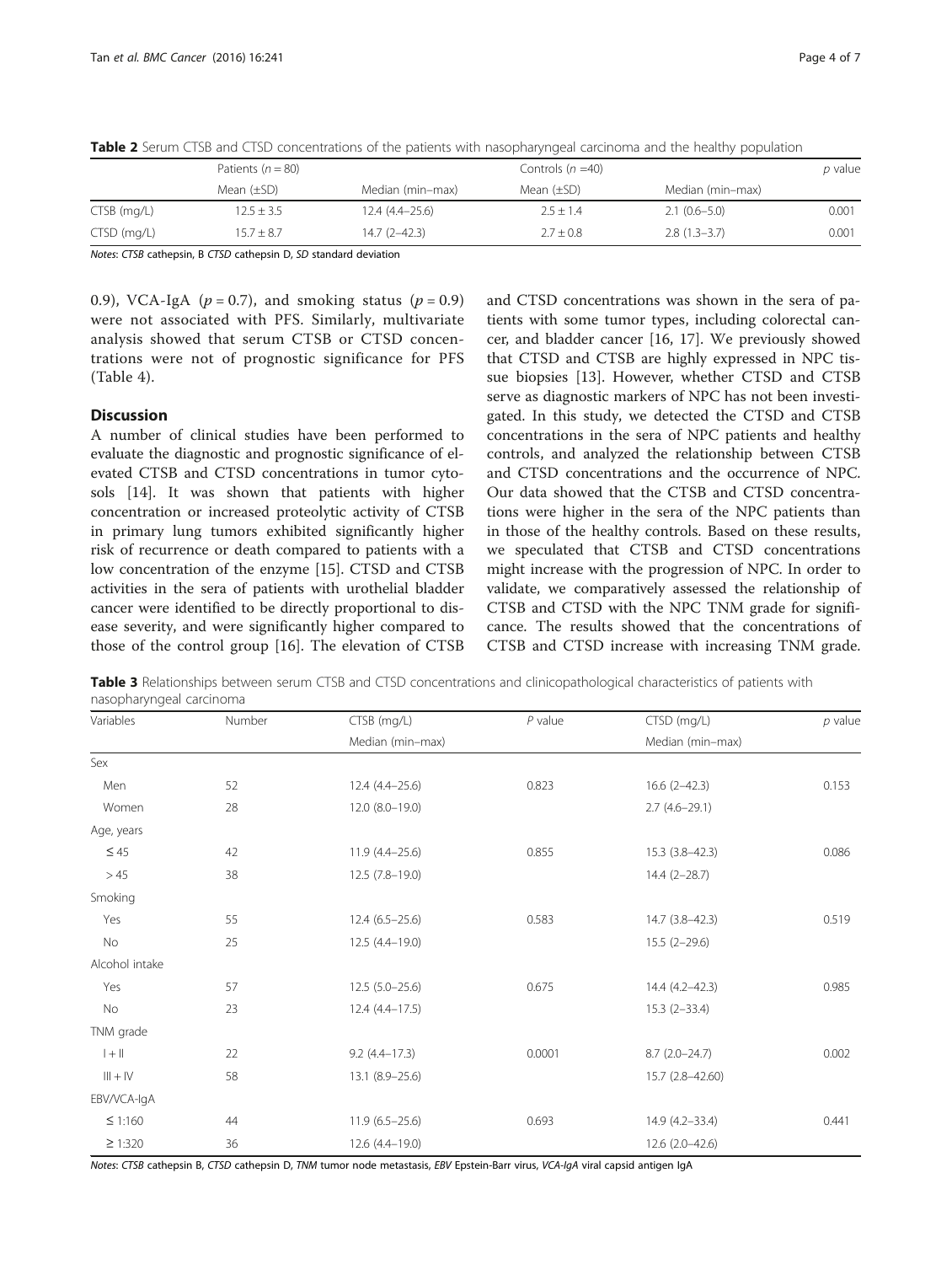**Table 2** Serum CTSB and CTSD concentrations of the patients with nasopharyngeal carcinoma and the healthy population

| | Patients ($n = 80$) | | Controls ($n$ =40) | | $p$ value |
|---|---|---|---|---|---|
| | Mean (±SD) | Median (min–max) | Mean (±SD) | Median (min–max) | |
| CTSB (mg/L) | 12.5 ± 3.5 | 12.4 (4.4–25.6) | 2.5 ± 1.4 | 2.1 (0.6–5.0) | 0.001 |
| CTSD (mg/L) | 15.7 ± 8.7 | 14.7 (2–42.3) | 2.7 ± 0.8 | 2.8 (1.3–3.7) | 0.001 |

*Notes*: *CTSB* cathepsin, B *CTSD* cathepsin D, *SD* standard deviation

0.9), VCA-IgA ($p = 0.7$), and smoking status ($p = 0.9$) were not associated with PFS. Similarly, multivariate analysis showed that serum CTSB or CTSD concentrations were not of prognostic significance for PFS (Table 4).

## Discussion

A number of clinical studies have been performed to evaluate the diagnostic and prognostic significance of elevated CTSB and CTSD concentrations in tumor cytosols [14]. It was shown that patients with higher concentration or increased proteolytic activity of CTSB in primary lung tumors exhibited significantly higher risk of recurrence or death compared to patients with a low concentration of the enzyme [15]. CTSD and CTSB activities in the sera of patients with urothelial bladder cancer were identified to be directly proportional to disease severity, and were significantly higher compared to those of the control group [16]. The elevation of CTSB and CTSD concentrations was shown in the sera of patients with some tumor types, including colorectal cancer, and bladder cancer [16, 17]. We previously showed that CTSD and CTSB are highly expressed in NPC tissue biopsies [13]. However, whether CTSD and CTSB serve as diagnostic markers of NPC has not been investigated. In this study, we detected the CTSD and CTSB concentrations in the sera of NPC patients and healthy controls, and analyzed the relationship between CTSB and CTSD concentrations and the occurrence of NPC. Our data showed that the CTSB and CTSD concentrations were higher in the sera of the NPC patients than in those of the healthy controls. Based on these results, we speculated that CTSB and CTSD concentrations might increase with the progression of NPC. In order to validate, we comparatively assessed the relationship of CTSB and CTSD with the NPC TNM grade for significance. The results showed that the concentrations of CTSB and CTSD increase with increasing TNM grade.

**Table 3** Relationships between serum CTSB and CTSD concentrations and clinicopathological characteristics of patients with nasopharyngeal carcinoma

| Variables | Number | CTSB (mg/L) | $P$ value | CTSD (mg/L) | $p$ value |
|---|---|---|---|---|---|
| | | Median (min–max) | | Median (min–max) | |
| Sex | | | | | |
| Men | 52 | 12.4 (4.4–25.6) | 0.823 | 16.6 (2–42.3) | 0.153 |
| Women | 28 | 12.0 (8.0–19.0) | | 2.7 (4.6–29.1) | |
| Age, years | | | | | |
| ≤ 45 | 42 | 11.9 (4.4–25.6) | 0.855 | 15.3 (3.8–42.3) | 0.086 |
| > 45 | 38 | 12.5 (7.8–19.0) | | 14.4 (2–28.7) | |
| Smoking | | | | | |
| Yes | 55 | 12.4 (6.5–25.6) | 0.583 | 14.7 (3.8–42.3) | 0.519 |
| No | 25 | 12.5 (4.4–19.0) | | 15.5 (2–29.6) | |
| Alcohol intake | | | | | |
| Yes | 57 | 12.5 (5.0–25.6) | 0.675 | 14.4 (4.2–42.3) | 0.985 |
| No | 23 | 12.4 (4.4–17.5) | | 15.3 (2–33.4) | |
| TNM grade | | | | | |
| I + II | 22 | 9.2 (4.4–17.3) | 0.0001 | 8.7 (2.0–24.7) | 0.002 |
| III + IV | 58 | 13.1 (8.9–25.6) | | 15.7 (2.8–42.60) | |
| EBV/VCA-IgA | | | | | |
| ≤ 1:160 | 44 | 11.9 (6.5–25.6) | 0.693 | 14.9 (4.2–33.4) | 0.441 |
| ≥ 1:320 | 36 | 12.6 (4.4–19.0) | | 12.6 (2.0–42.6) | |

*Notes*: *CTSB* cathepsin B, *CTSD* cathepsin D, *TNM* tumor node metastasis, *EBV* Epstein-Barr virus, *VCA-IgA* viral capsid antigen IgA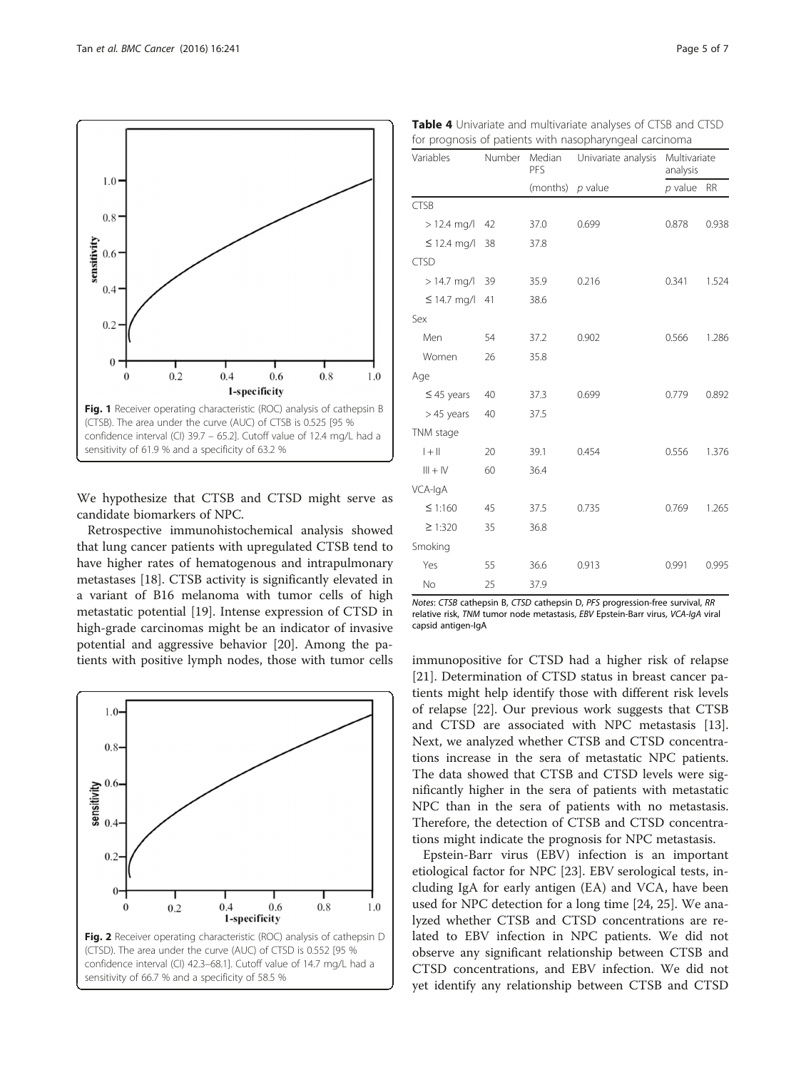Fig. 1 Receiver operating characteristic (ROC) analysis of cathepsin B (CTSB). The area under the curve (AUC) of CTSB is 0.525 [95 % confidence interval (CI) 39.7 – 65.2]. Cutoff value of 12.4 mg/L had a sensitivity of 61.9 % and a specificity of 63.2 %

We hypothesize that CTSB and CTSD might serve as candidate biomarkers of NPC.

Retrospective immunohistochemical analysis showed that lung cancer patients with upregulated CTSB tend to have higher rates of hematogenous and intrapulmonary metastases [18]. CTSB activity is significantly elevated in a variant of B16 melanoma with tumor cells of high metastatic potential [19]. Intense expression of CTSD in high-grade carcinomas might be an indicator of invasive potential and aggressive behavior [20]. Among the patients with positive lymph nodes, those with tumor cells immunopositive for CTSD had a higher risk of relapse [21]. Determination of CTSD status in breast cancer patients might help identify those with different risk levels of relapse [22]. Our previous work suggests that CTSB and CTSD are associated with NPC metastasis [13]. Next, we analyzed whether CTSB and CTSD concentrations increase in the sera of metastatic NPC patients. The data showed that CTSB and CTSD levels were significantly higher in the sera of patients with metastatic NPC than in the sera of patients with no metastasis. Therefore, the detection of CTSB and CTSD concentrations might indicate the prognosis for NPC metastasis.

Fig. 2 Receiver operating characteristic (ROC) analysis of cathepsin D (CTSD). The area under the curve (AUC) of CTSD is 0.552 [95 % confidence interval (CI) 42.3–68.1]. Cutoff value of 14.7 mg/L had a sensitivity of 66.7 % and a specificity of 58.5 %

**Table 4** Univariate and multivariate analyses of CTSB and CTSD for prognosis of patients with nasopharyngeal carcinoma

| Variables | Number | Median PFS | Univariate analysis | Multivariate analysis | |
|---|---|---|---|---|---|
| | | (months) | *p* value | *p* value | RR |
| CTSB | | | | | |
| > 12.4 mg/l | 42 | 37.0 | 0.699 | 0.878 | 0.938 |
| ≤ 12.4 mg/l | 38 | 37.8 | | | |
| CTSD | | | | | |
| > 14.7 mg/l | 39 | 35.9 | 0.216 | 0.341 | 1.524 |
| ≤ 14.7 mg/l | 41 | 38.6 | | | |
| Sex | | | | | |
| Men | 54 | 37.2 | 0.902 | 0.566 | 1.286 |
| Women | 26 | 35.8 | | | |
| Age | | | | | |
| ≤ 45 years | 40 | 37.3 | 0.699 | 0.779 | 0.892 |
| > 45 years | 40 | 37.5 | | | |
| TNM stage | | | | | |
| I + II | 20 | 39.1 | 0.454 | 0.556 | 1.376 |
| III + IV | 60 | 36.4 | | | |
| VCA-IgA | | | | | |
| ≤ 1:160 | 45 | 37.5 | 0.735 | 0.769 | 1.265 |
| ≥ 1:320 | 35 | 36.8 | | | |
| Smoking | | | | | |
| Yes | 55 | 36.6 | 0.913 | 0.991 | 0.995 |
| No | 25 | 37.9 | | | |

*Notes*: *CTSB* cathepsin B, *CTSD* cathepsin D, *PFS* progression-free survival, *RR* relative risk, *TNM* tumor node metastasis, *EBV* Epstein-Barr virus, *VCA-IgA* viral capsid antigen-IgA

Epstein-Barr virus (EBV) infection is an important etiological factor for NPC [23]. EBV serological tests, including IgA for early antigen (EA) and VCA, have been used for NPC detection for a long time [24, 25]. We analyzed whether CTSB and CTSD concentrations are related to EBV infection in NPC patients. We did not observe any significant relationship between CTSB and CTSD concentrations, and EBV infection. We did not yet identify any relationship between CTSB and CTSD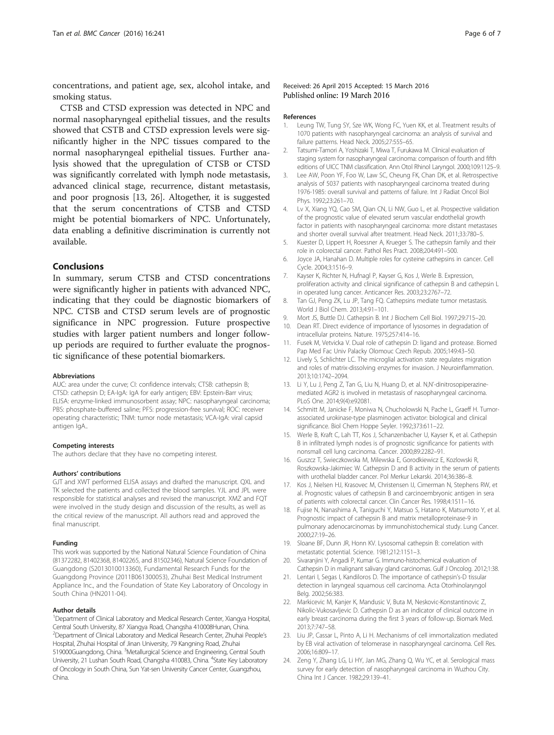concentrations, and patient age, sex, alcohol intake, and smoking status.

CTSB and CTSD expression was detected in NPC and normal nasopharyngeal epithelial tissues, and the results showed that CSTB and CTSD expression levels were significantly higher in the NPC tissues compared to the normal nasopharyngeal epithelial tissues. Further analysis showed that the upregulation of CTSB or CTSD was significantly correlated with lymph node metastasis, advanced clinical stage, recurrence, distant metastasis, and poor prognosis [13, 26]. Altogether, it is suggested that the serum concentrations of CTSB and CTSD might be potential biomarkers of NPC. Unfortunately, data enabling a definitive discrimination is currently not available.

## Conclusions

In summary, serum CTSB and CTSD concentrations were significantly higher in patients with advanced NPC, indicating that they could be diagnostic biomarkers of NPC. CTSB and CTSD serum levels are of prognostic significance in NPC progression. Future prospective studies with larger patient numbers and longer follow-up periods are required to further evaluate the prognostic significance of these potential biomarkers.

#### Abbreviations

AUC: area under the curve; CI: confidence intervals; CTSB: cathepsin B; CTSD: cathepsin D; EA-IgA: IgA for early antigen; EBV: Epstein-Barr virus; ELISA: enzyme-linked immunosorbent assay; NPC: nasopharyngeal carcinoma; PBS: phosphate-buffered saline; PFS: progression-free survival; ROC: receiver operating characteristic; TNM: tumor node metastasis; VCA-IgA: viral capsid antigen IgA..

#### Competing interests

The authors declare that they have no competing interest.

#### Authors' contributions

GJT and XWT performed ELISA assays and drafted the manuscript. QXL and TK selected the patients and collected the blood samples. YJL and JPL were responsible for statistical analyses and revised the manuscript. XMZ and FQT were involved in the study design and discussion of the results, as well as the critical review of the manuscript. All authors read and approved the final manuscript.

#### Funding

This work was supported by the National Natural Science Foundation of China (81372282, 81402368, 81402265, and 81502346), Natural Science Foundation of Guangdong (S2013010013360), Fundamental Research Funds for the Guangdong Province (2011B061300053), Zhuhai Best Medical Instrument Appliance Inc., and the Foundation of State Key Laboratory of Oncology in South China (HN2011-04).

#### Author details

[1]Department of Clinical Laboratory and Medical Research Center, Xiangya Hospital, Central South University, 87 Xiangya Road, Changsha 410008Hunan, China. [2]Department of Clinical Laboratory and Medical Research Center, Zhuhai People's Hospital, Zhuhai Hospital of Jinan University, 79 Kangning Road, Zhuhai 519000Guangdong, China. [3]Metallurgical Science and Engineering, Central South University, 21 Lushan South Road, Changsha 410083, China. [4]State Key Laboratory of Oncology in South China, Sun Yat-sen University Cancer Center, Guangzhou, China.

Received: 26 April 2015 Accepted: 15 March 2016
Published online: 19 March 2016

#### References

1. Leung TW, Tung SY, Sze WK, Wong FC, Yuen KK, et al. Treatment results of 1070 patients with nasopharyngeal carcinoma: an analysis of survival and failure patterns. Head Neck. 2005;27:555–65.
2. Tatsumi-Tamori A, Yoshizaki T, Miwa T, Furukawa M. Clinical evaluation of staging system for nasopharyngeal carcinoma: comparison of fourth and fifth editions of UICC TNM classification. Ann Otol Rhinol Laryngol. 2000;109:1125–9.
3. Lee AW, Poon YF, Foo W, Law SC, Cheung FK, Chan DK, et al. Retrospective analysis of 5037 patients with nasopharyngeal carcinoma treated during 1976-1985: overall survival and patterns of failure. Int J Radiat Oncol Biol Phys. 1992;23:261–70.
4. Lv X, Xiang YQ, Cao SM, Qian CN, Li NW, Guo L, et al. Prospective validation of the prognostic value of elevated serum vascular endothelial growth factor in patients with nasopharyngeal carcinoma: more distant metastases and shorter overall survival after treatment. Head Neck. 2011;33:780–5.
5. Kuester D, Lippert H, Roessner A, Krueger S. The cathepsin family and their role in colorectal cancer. Pathol Res Pract. 2008;204:491–500.
6. Joyce JA, Hanahan D. Multiple roles for cysteine cathepsins in cancer. Cell Cycle. 2004;3:1516–9.
7. Kayser K, Richter N, Hufnagl P, Kayser G, Kos J, Werle B. Expression, proliferation activity and clinical significance of cathepsin B and cathepsin L in operated lung cancer. Anticancer Res. 2003;23:2767–72.
8. Tan GJ, Peng ZK, Lu JP, Tang FQ. Cathepsins mediate tumor metastasis. World J Biol Chem. 2013;4:91–101.
9. Mort JS, Buttle DJ. Cathepsin B. Int J Biochem Cell Biol. 1997;29:715–20.
10. Dean RT. Direct evidence of importance of lysosomes in degradation of intracellular proteins. Nature. 1975;257:414–16.
11. Fusek M, Vetvicka V. Dual role of cathepsin D: ligand and protease. Biomed Pap Med Fac Univ Palacky Olomouc Czech Repub. 2005;149:43–50.
12. Lively S, Schlichter LC. The microglial activation state regulates migration and roles of matrix-dissolving enzymes for invasion. J Neuroinflammation. 2013;10:1742–2094.
13. Li Y, Lu J, Peng Z, Tan G, Liu N, Huang D, et al. N,N'-dinitrosopiperazine-mediated AGR2 is involved in metastasis of nasopharyngeal carcinoma. PLoS One. 2014;9(4):e92081.
14. Schmitt M, Janicke F, Moniwa N, Chucholowski N, Pache L, Graeff H. Tumor-associated urokinase-type plasminogen activator: biological and clinical significance. Biol Chem Hoppe Seyler. 1992;373:611–22.
15. Werle B, Kraft C, Lah TT, Kos J, Schanzenbacher U, Kayser K, et al. Cathepsin B in infiltrated lymph nodes is of prognostic significance for patients with nonsmall cell lung carcinoma. Cancer. 2000;89:2282–91.
16. Guszcz T, Swieczkowska M, Milewska E, Gorodkiewicz E, Kozlowski R, Roszkowska-Jakimiec W. Cathepsin D and B activity in the serum of patients with urothelial bladder cancer. Pol Merkur Lekarski. 2014;36:386–8.
17. Kos J, Nielsen HJ, Krasovec M, Christensen IJ, Cimerman N, Stephens RW, et al. Prognostic values of cathepsin B and carcinoembryonic antigen in sera of patients with colorectal cancer. Clin Cancer Res. 1998;4:1511–16.
18. Fujise N, Nanashima A, Taniguchi Y, Matsuo S, Hatano K, Matsumoto Y, et al. Prognostic impact of cathepsin B and matrix metalloproteinase-9 in pulmonary adenocarcinomas by immunohistochemical study. Lung Cancer. 2000;27:19–26.
19. Sloane BF, Dunn JR, Honn KV. Lysosomal cathepsin B: correlation with metastatic potential. Science. 1981;212:1151–3.
20. Sivaranjini Y, Angadi P, Kumar G. Immuno-histochemical evaluation of Cathepsin D in malignant salivary gland carcinomas. Gulf J Oncolog. 2012;1:38.
21. Lentari I, Segas I, Kandiloros D. The importance of cathepsin's-D tissular detection in laryngeal squamous cell carcinoma. Acta Otorhinolaryngol Belg. 2002;56:383.
22. Markicevic M, Kanjer K, Mandusic V, Buta M, Neskovic-Konstantinovic Z, Nikolic-Vukosavljevic D. Cathepsin D as an indicator of clinical outcome in early breast carcinoma during the first 3 years of follow-up. Biomark Med. 2013;7:747–58.
23. Liu JP, Cassar L, Pinto A, Li H. Mechanisms of cell immortalization mediated by EB viral activation of telomerase in nasopharyngeal carcinoma. Cell Res. 2006;16:809–17.
24. Zeng Y, Zhang LG, Li HY, Jan MG, Zhang Q, Wu YC, et al. Serological mass survey for early detection of nasopharyngeal carcinoma in Wuzhou City. China Int J Cancer. 1982;29:139–41.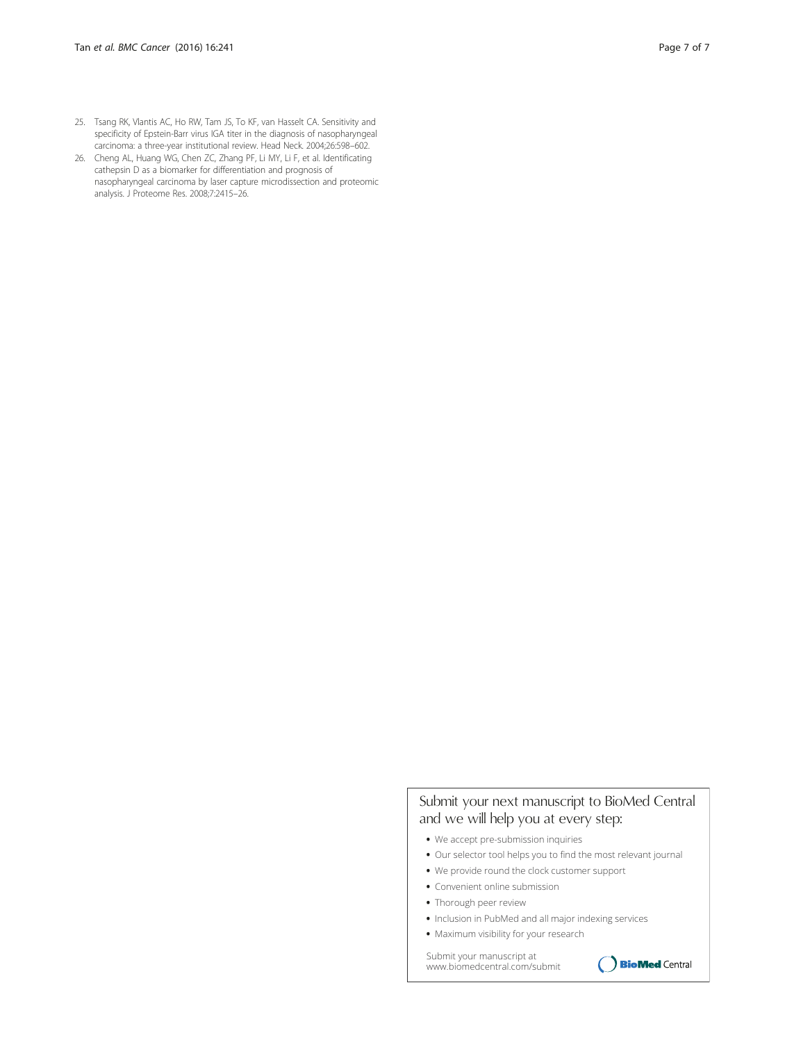25. Tsang RK, Vlantis AC, Ho RW, Tam JS, To KF, van Hasselt CA. Sensitivity and specificity of Epstein-Barr virus IGA titer in the diagnosis of nasopharyngeal carcinoma: a three-year institutional review. Head Neck. 2004;26:598–602.
26. Cheng AL, Huang WG, Chen ZC, Zhang PF, Li MY, Li F, et al. Identificating cathepsin D as a biomarker for differentiation and prognosis of nasopharyngeal carcinoma by laser capture microdissection and proteomic analysis. J Proteome Res. 2008;7:2415–26.

Submit your next manuscript to BioMed Central and we will help you at every step:

- We accept pre-submission inquiries
- Our selector tool helps you to find the most relevant journal
- We provide round the clock customer support
- Convenient online submission
- Thorough peer review
- Inclusion in PubMed and all major indexing services
- Maximum visibility for your research

Submit your manuscript at
www.biomedcentral.com/submit

BioMed Central